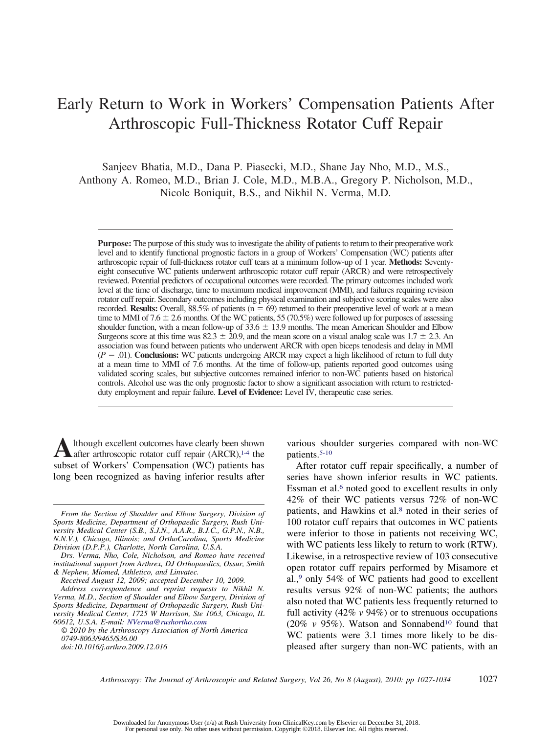# Early Return to Work in Workers' Compensation Patients After Arthroscopic Full-Thickness Rotator Cuff Repair

Sanjeev Bhatia, M.D., Dana P. Piasecki, M.D., Shane Jay Nho, M.D., M.S., Anthony A. Romeo, M.D., Brian J. Cole, M.D., M.B.A., Gregory P. Nicholson, M.D., Nicole Boniquit, B.S., and Nikhil N. Verma, M.D.

**Purpose:** The purpose of this study was to investigate the ability of patients to return to their preoperative work level and to identify functional prognostic factors in a group of Workers' Compensation (WC) patients after arthroscopic repair of full-thickness rotator cuff tears at a minimum follow-up of 1 year. **Methods:** Seventy-eight consecutive WC patients underwent arthroscopic rotator cuff repair (ARCR) and were retrospectively reviewed. Potential predictors of occupational outcomes were recorded. The primary outcomes included work level at the time of discharge, time to maximum medical improvement (MMI), and failures requiring revision rotator cuff repair. Secondary outcomes including physical examination and subjective scoring scales were also recorded. **Results:** Overall, 88.5% of patients ($n = 69$) returned to their preoperative level of work at a mean time to MMI of $7.6 \pm 2.6$ months. Of the WC patients, 55 (70.5%) were followed up for purposes of assessing shoulder function, with a mean follow-up of $33.6 \pm 13.9$ months. The mean American Shoulder and Elbow Surgeons score at this time was $82.3 \pm 20.9$, and the mean score on a visual analog scale was $1.7 \pm 2.3$. An association was found between patients who underwent ARCR with open biceps tenodesis and delay in MMI ($P = .01$). **Conclusions:** WC patients undergoing ARCR may expect a high likelihood of return to full duty at a mean time to MMI of 7.6 months. At the time of follow-up, patients reported good outcomes using validated scoring scales, but subjective outcomes remained inferior to non-WC patients based on historical controls. Alcohol use was the only prognostic factor to show a significant association with return to restricted-duty employment and repair failure. **Level of Evidence:** Level IV, therapeutic case series.

Although excellent outcomes have clearly been shown after arthroscopic rotator cuff repair (ARCR),[1-4] the subset of Workers' Compensation (WC) patients has long been recognized as having inferior results after various shoulder surgeries compared with non-WC patients.[5-10]

After rotator cuff repair specifically, a number of series have shown inferior results in WC patients. Essman et al.[6] noted good to excellent results in only 42% of their WC patients versus 72% of non-WC patients, and Hawkins et al.[8] noted in their series of 100 rotator cuff repairs that outcomes in WC patients were inferior to those in patients not receiving WC, with WC patients less likely to return to work (RTW). Likewise, in a retrospective review of 103 consecutive open rotator cuff repairs performed by Misamore et al.,[9] only 54% of WC patients had good to excellent results versus 92% of non-WC patients; the authors also noted that WC patients less frequently returned to full activity (42% *v* 94%) or to strenuous occupations (20% *v* 95%). Watson and Sonnabend[10] found that WC patients were 3.1 times more likely to be displeased after surgery than non-WC patients, with an

*From the Section of Shoulder and Elbow Surgery, Division of Sports Medicine, Department of Orthopaedic Surgery, Rush University Medical Center (S.B., S.J.N., A.A.R., B.J.C., G.P.N., N.B., N.N.V.), Chicago, Illinois; and OrthoCarolina, Sports Medicine Division (D.P.P.), Charlotte, North Carolina, U.S.A.*

*Drs. Verma, Nho, Cole, Nicholson, and Romeo have received institutional support from Arthrex, DJ Orthopaedics, Ossur, Smith & Nephew, Miomed, Athletico, and Linvatec.*

*Received August 12, 2009; accepted December 10, 2009.*

*Address correspondence and reprint requests to Nikhil N. Verma, M.D., Section of Shoulder and Elbow Surgery, Division of Sports Medicine, Department of Orthopaedic Surgery, Rush University Medical Center, 1725 W Harrison, Ste 1063, Chicago, IL 60612, U.S.A. E-mail: NVerma@rushortho.com*

*© 2010 by the Arthroscopy Association of North America*
*0749-8063/9465/$36.00*
*doi:10.1016/j.arthro.2009.12.016*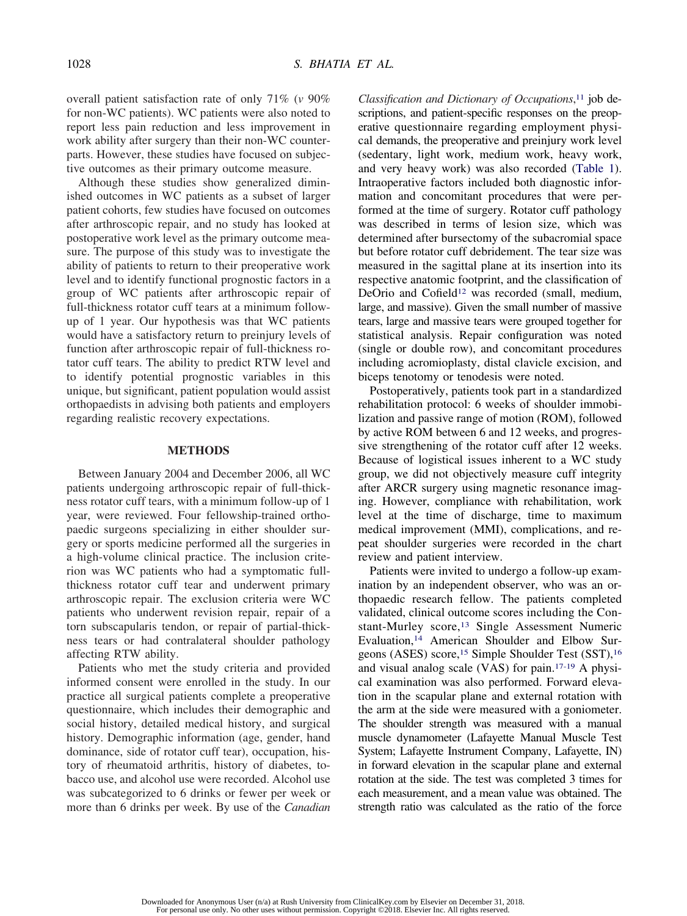overall patient satisfaction rate of only 71% (*v* 90% for non-WC patients). WC patients were also noted to report less pain reduction and less improvement in work ability after surgery than their non-WC counterparts. However, these studies have focused on subjective outcomes as their primary outcome measure.

Although these studies show generalized diminished outcomes in WC patients as a subset of larger patient cohorts, few studies have focused on outcomes after arthroscopic repair, and no study has looked at postoperative work level as the primary outcome measure. The purpose of this study was to investigate the ability of patients to return to their preoperative work level and to identify functional prognostic factors in a group of WC patients after arthroscopic repair of full-thickness rotator cuff tears at a minimum follow-up of 1 year. Our hypothesis was that WC patients would have a satisfactory return to preinjury levels of function after arthroscopic repair of full-thickness rotator cuff tears. The ability to predict RTW level and to identify potential prognostic variables in this unique, but significant, patient population would assist orthopaedists in advising both patients and employers regarding realistic recovery expectations.

## METHODS

Between January 2004 and December 2006, all WC patients undergoing arthroscopic repair of full-thickness rotator cuff tears, with a minimum follow-up of 1 year, were reviewed. Four fellowship-trained orthopaedic surgeons specializing in either shoulder surgery or sports medicine performed all the surgeries in a high-volume clinical practice. The inclusion criterion was WC patients who had a symptomatic full-thickness rotator cuff tear and underwent primary arthroscopic repair. The exclusion criteria were WC patients who underwent revision repair, repair of a torn subscapularis tendon, or repair of partial-thickness tears or had contralateral shoulder pathology affecting RTW ability.

Patients who met the study criteria and provided informed consent were enrolled in the study. In our practice all surgical patients complete a preoperative questionnaire, which includes their demographic and social history, detailed medical history, and surgical history. Demographic information (age, gender, hand dominance, side of rotator cuff tear), occupation, history of rheumatoid arthritis, history of diabetes, tobacco use, and alcohol use were recorded. Alcohol use was subcategorized to 6 drinks or fewer per week or more than 6 drinks per week. By use of the *Canadian Classification and Dictionary of Occupations*,[11] job descriptions, and patient-specific responses on the preoperative questionnaire regarding employment physical demands, the preoperative and preinjury work level (sedentary, light work, medium work, heavy work, and very heavy work) was also recorded (Table 1). Intraoperative factors included both diagnostic information and concomitant procedures that were performed at the time of surgery. Rotator cuff pathology was described in terms of lesion size, which was determined after bursectomy of the subacromial space but before rotator cuff debridement. The tear size was measured in the sagittal plane at its insertion into its respective anatomic footprint, and the classification of DeOrio and Cofield[12] was recorded (small, medium, large, and massive). Given the small number of massive tears, large and massive tears were grouped together for statistical analysis. Repair configuration was noted (single or double row), and concomitant procedures including acromioplasty, distal clavicle excision, and biceps tenotomy or tenodesis were noted.

Postoperatively, patients took part in a standardized rehabilitation protocol: 6 weeks of shoulder immobilization and passive range of motion (ROM), followed by active ROM between 6 and 12 weeks, and progressive strengthening of the rotator cuff after 12 weeks. Because of logistical issues inherent to a WC study group, we did not objectively measure cuff integrity after ARCR surgery using magnetic resonance imaging. However, compliance with rehabilitation, work level at the time of discharge, time to maximum medical improvement (MMI), complications, and repeat shoulder surgeries were recorded in the chart review and patient interview.

Patients were invited to undergo a follow-up examination by an independent observer, who was an orthopaedic research fellow. The patients completed validated, clinical outcome scores including the Constant-Murley score,[13] Single Assessment Numeric Evaluation,[14] American Shoulder and Elbow Surgeons (ASES) score,[15] Simple Shoulder Test (SST),[16] and visual analog scale (VAS) for pain.[17-19] A physical examination was also performed. Forward elevation in the scapular plane and external rotation with the arm at the side were measured with a goniometer. The shoulder strength was measured with a manual muscle dynamometer (Lafayette Manual Muscle Test System; Lafayette Instrument Company, Lafayette, IN) in forward elevation in the scapular plane and external rotation at the side. The test was completed 3 times for each measurement, and a mean value was obtained. The strength ratio was calculated as the ratio of the force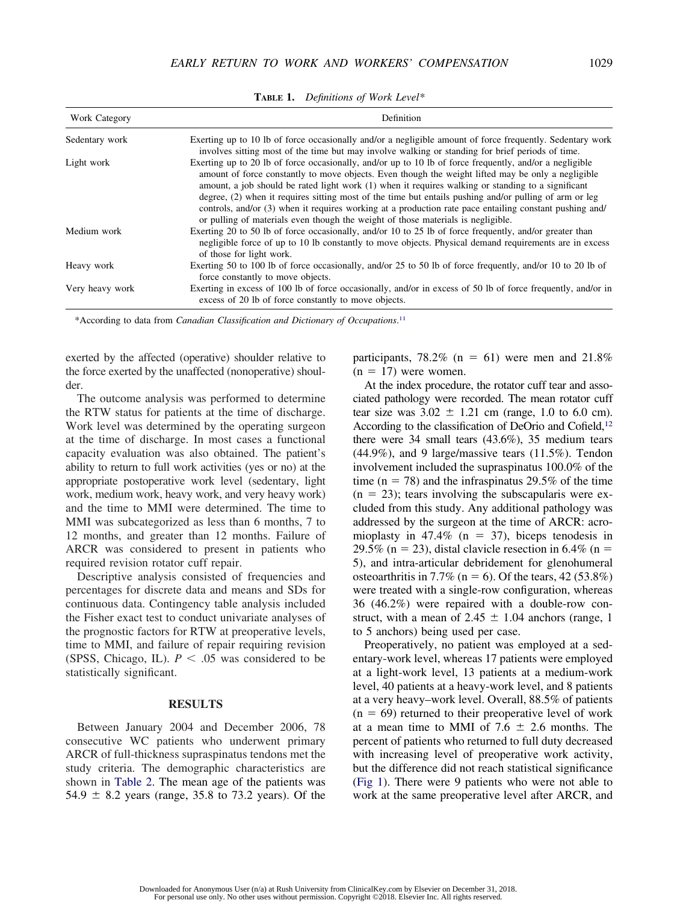**TABLE 1.** *Definitions of Work Level**

| Work Category | Definition |
|---|---|
| Sedentary work | Exerting up to 10 lb of force occasionally and/or a negligible amount of force frequently. Sedentary work involves sitting most of the time but may involve walking or standing for brief periods of time. |
| Light work | Exerting up to 20 lb of force occasionally, and/or up to 10 lb of force frequently, and/or a negligible amount of force constantly to move objects. Even though the weight lifted may be only a negligible amount, a job should be rated light work (1) when it requires walking or standing to a significant degree, (2) when it requires sitting most of the time but entails pushing and/or pulling of arm or leg controls, and/or (3) when it requires working at a production rate pace entailing constant pushing and/or pulling of materials even though the weight of those materials is negligible. |
| Medium work | Exerting 20 to 50 lb of force occasionally, and/or 10 to 25 lb of force frequently, and/or greater than negligible force of up to 10 lb constantly to move objects. Physical demand requirements are in excess of those for light work. |
| Heavy work | Exerting 50 to 100 lb of force occasionally, and/or 25 to 50 lb of force frequently, and/or 10 to 20 lb of force constantly to move objects. |
| Very heavy work | Exerting in excess of 100 lb of force occasionally, and/or in excess of 50 lb of force frequently, and/or in excess of 20 lb of force constantly to move objects. |

*According to data from *Canadian Classification and Dictionary of Occupations*.[11]

exerted by the affected (operative) shoulder relative to the force exerted by the unaffected (nonoperative) shoulder.

The outcome analysis was performed to determine the RTW status for patients at the time of discharge. Work level was determined by the operating surgeon at the time of discharge. In most cases a functional capacity evaluation was also obtained. The patient's ability to return to full work activities (yes or no) at the appropriate postoperative work level (sedentary, light work, medium work, heavy work, and very heavy work) and the time to MMI were determined. The time to MMI was subcategorized as less than 6 months, 7 to 12 months, and greater than 12 months. Failure of ARCR was considered to present in patients who required revision rotator cuff repair.

Descriptive analysis consisted of frequencies and percentages for discrete data and means and SDs for continuous data. Contingency table analysis included the Fisher exact test to conduct univariate analyses of the prognostic factors for RTW at preoperative levels, time to MMI, and failure of repair requiring revision (SPSS, Chicago, IL). $P < .05$ was considered to be statistically significant.

## RESULTS

Between January 2004 and December 2006, 78 consecutive WC patients who underwent primary ARCR of full-thickness supraspinatus tendons met the study criteria. The demographic characteristics are shown in Table 2. The mean age of the patients was $54.9 \pm 8.2$ years (range, 35.8 to 73.2 years). Of the participants, 78.2% ($n = 61$) were men and 21.8% ($n = 17$) were women.

At the index procedure, the rotator cuff tear and associated pathology were recorded. The mean rotator cuff tear size was $3.02 \pm 1.21$ cm (range, 1.0 to 6.0 cm). According to the classification of DeOrio and Cofield,[12] there were 34 small tears (43.6%), 35 medium tears (44.9%), and 9 large/massive tears (11.5%). Tendon involvement included the supraspinatus 100.0% of the time ($n = 78$) and the infraspinatus 29.5% of the time ($n = 23$); tears involving the subscapularis were excluded from this study. Any additional pathology was addressed by the surgeon at the time of ARCR: acromioplasty in 47.4% ($n = 37$), biceps tenodesis in 29.5% ($n = 23$), distal clavicle resection in 6.4% ($n = 5$), and intra-articular debridement for glenohumeral osteoarthritis in 7.7% ($n = 6$). Of the tears, 42 (53.8%) were treated with a single-row configuration, whereas 36 (46.2%) were repaired with a double-row construct, with a mean of $2.45 \pm 1.04$ anchors (range, 1 to 5 anchors) being used per case.

Preoperatively, no patient was employed at a sedentary-work level, whereas 17 patients were employed at a light-work level, 13 patients at a medium-work level, 40 patients at a heavy-work level, and 8 patients at a very heavy–work level. Overall, 88.5% of patients ($n = 69$) returned to their preoperative level of work at a mean time to MMI of $7.6 \pm 2.6$ months. The percent of patients who returned to full duty decreased with increasing level of preoperative work activity, but the difference did not reach statistical significance (Fig 1). There were 9 patients who were not able to work at the same preoperative level after ARCR, and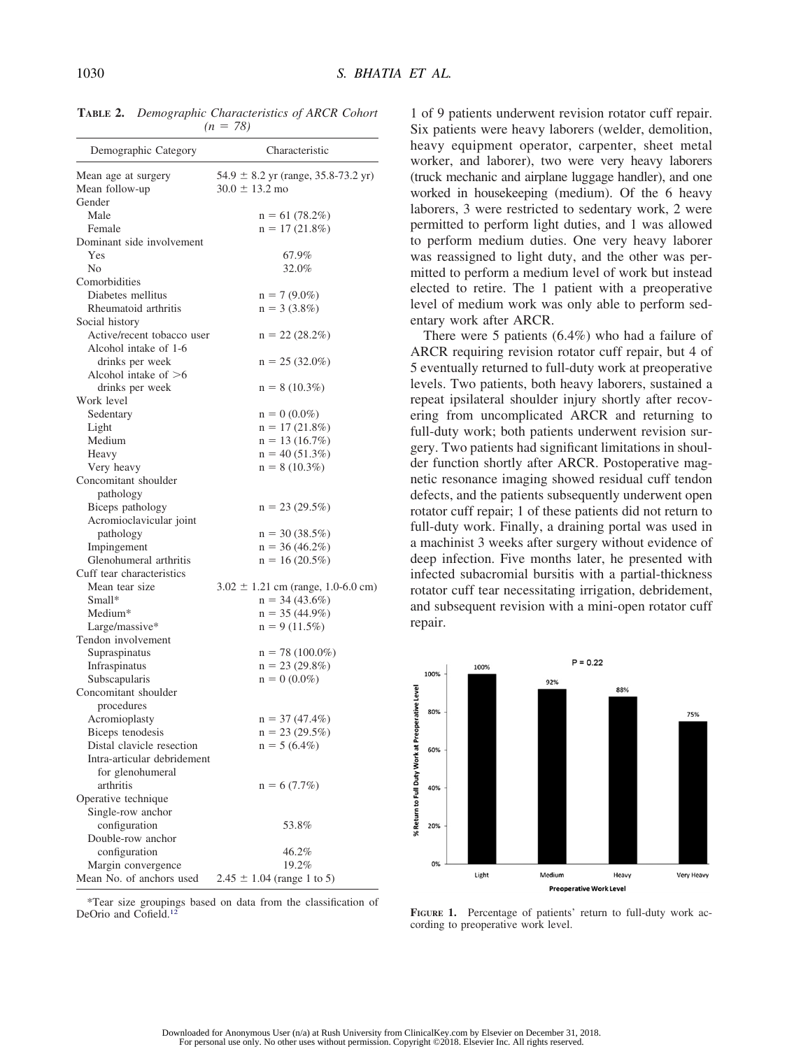**TABLE 2.** *Demographic Characteristics of ARCR Cohort (n = 78)*

| Demographic Category | Characteristic |
| --- | --- |
| Mean age at surgery | 54.9 ± 8.2 yr (range, 35.8-73.2 yr) |
| Mean follow-up | 30.0 ± 13.2 mo |
| Gender | |
| Male | n = 61 (78.2%) |
| Female | n = 17 (21.8%) |
| Dominant side involvement | |
| Yes | 67.9% |
| No | 32.0% |
| Comorbidities | |
| Diabetes mellitus | n = 7 (9.0%) |
| Rheumatoid arthritis | n = 3 (3.8%) |
| Social history | |
| Active/recent tobacco user | n = 22 (28.2%) |
| Alcohol intake of 1-6 drinks per week | n = 25 (32.0%) |
| Alcohol intake of >6 drinks per week | n = 8 (10.3%) |
| Work level | |
| Sedentary | n = 0 (0.0%) |
| Light | n = 17 (21.8%) |
| Medium | n = 13 (16.7%) |
| Heavy | n = 40 (51.3%) |
| Very heavy | n = 8 (10.3%) |
| Concomitant shoulder pathology | |
| Biceps pathology | n = 23 (29.5%) |
| Acromioclavicular joint pathology | n = 30 (38.5%) |
| Impingement | n = 36 (46.2%) |
| Glenohumeral arthritis | n = 16 (20.5%) |
| Cuff tear characteristics | |
| Mean tear size | 3.02 ± 1.21 cm (range, 1.0-6.0 cm) |
| Small* | n = 34 (43.6%) |
| Medium* | n = 35 (44.9%) |
| Large/massive* | n = 9 (11.5%) |
| Tendon involvement | |
| Supraspinatus | n = 78 (100.0%) |
| Infraspinatus | n = 23 (29.8%) |
| Subscapularis | n = 0 (0.0%) |
| Concomitant shoulder procedures | |
| Acromioplasty | n = 37 (47.4%) |
| Biceps tenodesis | n = 23 (29.5%) |
| Distal clavicle resection | n = 5 (6.4%) |
| Intra-articular debridement for glenohumeral arthritis | n = 6 (7.7%) |
| Operative technique | |
| Single-row anchor configuration | 53.8% |
| Double-row anchor configuration | 46.2% |
| Margin convergence | 19.2% |
| Mean No. of anchors used | 2.45 ± 1.04 (range 1 to 5) |

*Tear size groupings based on data from the classification of DeOrio and Cofield.[12]

1 of 9 patients underwent revision rotator cuff repair. Six patients were heavy laborers (welder, demolition, heavy equipment operator, carpenter, sheet metal worker, and laborer), two were very heavy laborers (truck mechanic and airplane luggage handler), and one worked in housekeeping (medium). Of the 6 heavy laborers, 3 were restricted to sedentary work, 2 were permitted to perform light duties, and 1 was allowed to perform medium duties. One very heavy laborer was reassigned to light duty, and the other was permitted to perform a medium level of work but instead elected to retire. The 1 patient with a preoperative level of medium work was only able to perform sedentary work after ARCR.

There were 5 patients (6.4%) who had a failure of ARCR requiring revision rotator cuff repair, but 4 of 5 eventually returned to full-duty work at preoperative levels. Two patients, both heavy laborers, sustained a repeat ipsilateral shoulder injury shortly after recovering from uncomplicated ARCR and returning to full-duty work; both patients underwent revision surgery. Two patients had significant limitations in shoulder function shortly after ARCR. Postoperative magnetic resonance imaging showed residual cuff tendon defects, and the patients subsequently underwent open rotator cuff repair; 1 of these patients did not return to full-duty work. Finally, a draining portal was used in a machinist 3 weeks after surgery without evidence of deep infection. Five months later, he presented with infected subacromial bursitis with a partial-thickness rotator cuff tear necessitating irrigation, debridement, and subsequent revision with a mini-open rotator cuff repair.

**FIGURE 1.** Percentage of patients' return to full-duty work according to preoperative work level.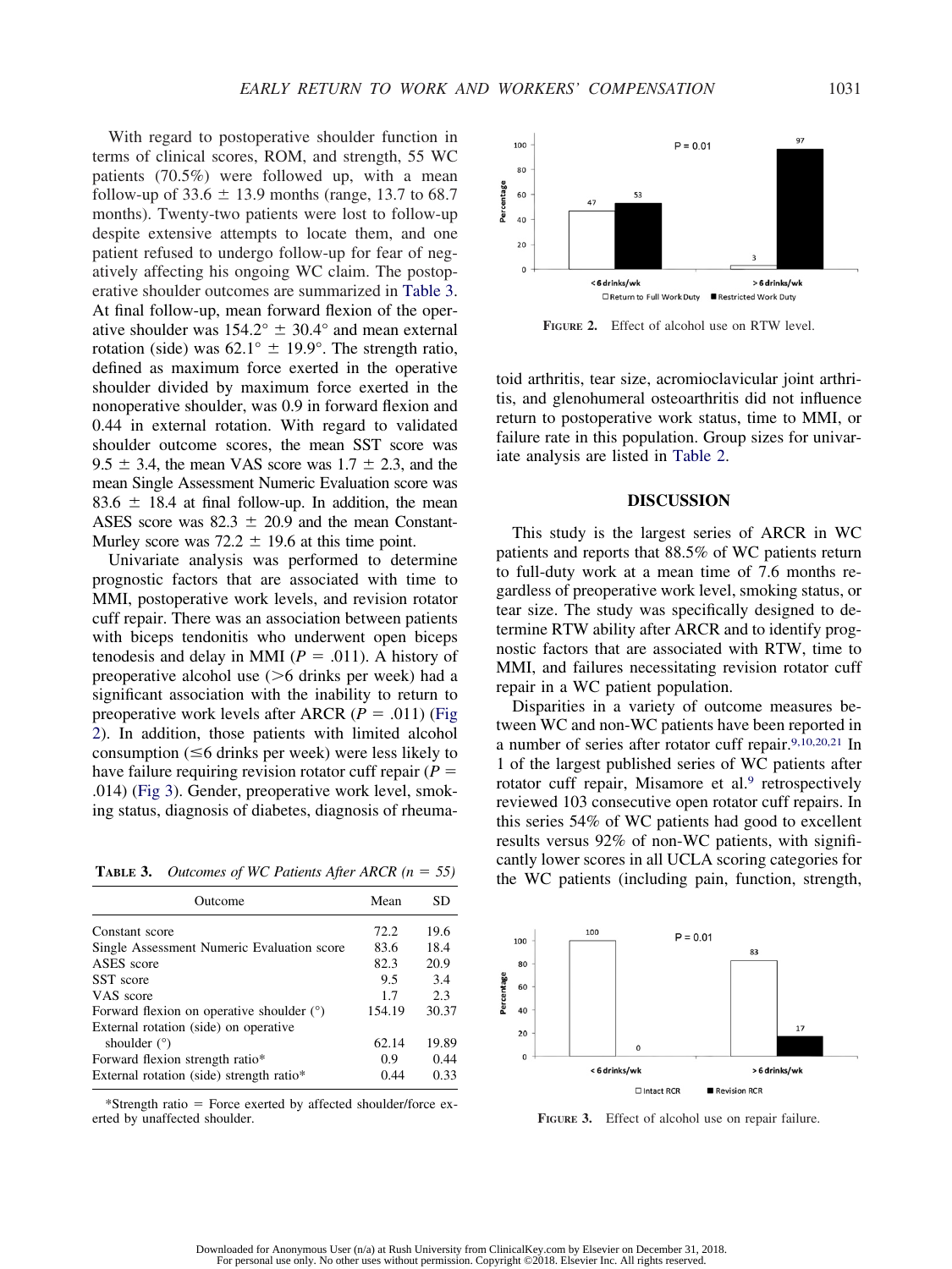With regard to postoperative shoulder function in terms of clinical scores, ROM, and strength, 55 WC patients (70.5%) were followed up, with a mean follow-up of 33.6 ± 13.9 months (range, 13.7 to 68.7 months). Twenty-two patients were lost to follow-up despite extensive attempts to locate them, and one patient refused to undergo follow-up for fear of negatively affecting his ongoing WC claim. The postoperative shoulder outcomes are summarized in Table 3. At final follow-up, mean forward flexion of the operative shoulder was 154.2° ± 30.4° and mean external rotation (side) was 62.1° ± 19.9°. The strength ratio, defined as maximum force exerted in the operative shoulder divided by maximum force exerted in the nonoperative shoulder, was 0.9 in forward flexion and 0.44 in external rotation. With regard to validated shoulder outcome scores, the mean SST score was 9.5 ± 3.4, the mean VAS score was 1.7 ± 2.3, and the mean Single Assessment Numeric Evaluation score was 83.6 ± 18.4 at final follow-up. In addition, the mean ASES score was 82.3 ± 20.9 and the mean Constant-Murley score was 72.2 ± 19.6 at this time point.

Univariate analysis was performed to determine prognostic factors that are associated with time to MMI, postoperative work levels, and revision rotator cuff repair. There was an association between patients with biceps tendonitis who underwent open biceps tenodesis and delay in MMI ($P = .011$). A history of preoperative alcohol use (>6 drinks per week) had a significant association with the inability to return to preoperative work levels after ARCR ($P = .011$) (Fig 2). In addition, those patients with limited alcohol consumption (≤6 drinks per week) were less likely to have failure requiring revision rotator cuff repair ($P = .014$) (Fig 3). Gender, preoperative work level, smoking status, diagnosis of diabetes, diagnosis of rheumatoid arthritis, tear size, acromioclavicular joint arthritis, and glenohumeral osteoarthritis did not influence return to postoperative work status, time to MMI, or failure rate in this population. Group sizes for univariate analysis are listed in Table 2.

**TABLE 3.** *Outcomes of WC Patients After ARCR (n = 55)*

| Outcome | Mean | SD |
|---|---|---|
| Constant score | 72.2 | 19.6 |
| Single Assessment Numeric Evaluation score | 83.6 | 18.4 |
| ASES score | 82.3 | 20.9 |
| SST score | 9.5 | 3.4 |
| VAS score | 1.7 | 2.3 |
| Forward flexion on operative shoulder (°) | 154.19 | 30.37 |
| External rotation (side) on operative shoulder (°) | 62.14 | 19.89 |
| Forward flexion strength ratio* | 0.9 | 0.44 |
| External rotation (side) strength ratio* | 0.44 | 0.33 |

*Strength ratio = Force exerted by affected shoulder/force exerted by unaffected shoulder.

**FIGURE 2.** Effect of alcohol use on RTW level.

## DISCUSSION

This study is the largest series of ARCR in WC patients and reports that 88.5% of WC patients return to full-duty work at a mean time of 7.6 months regardless of preoperative work level, smoking status, or tear size. The study was specifically designed to determine RTW ability after ARCR and to identify prognostic factors that are associated with RTW, time to MMI, and failures necessitating revision rotator cuff repair in a WC patient population.

Disparities in a variety of outcome measures between WC and non-WC patients have been reported in a number of series after rotator cuff repair.[9,10,20,21] In 1 of the largest published series of WC patients after rotator cuff repair, Misamore et al.[9] retrospectively reviewed 103 consecutive open rotator cuff repairs. In this series 54% of WC patients had good to excellent results versus 92% of non-WC patients, with significantly lower scores in all UCLA scoring categories for the WC patients (including pain, function, strength,

**FIGURE 3.** Effect of alcohol use on repair failure.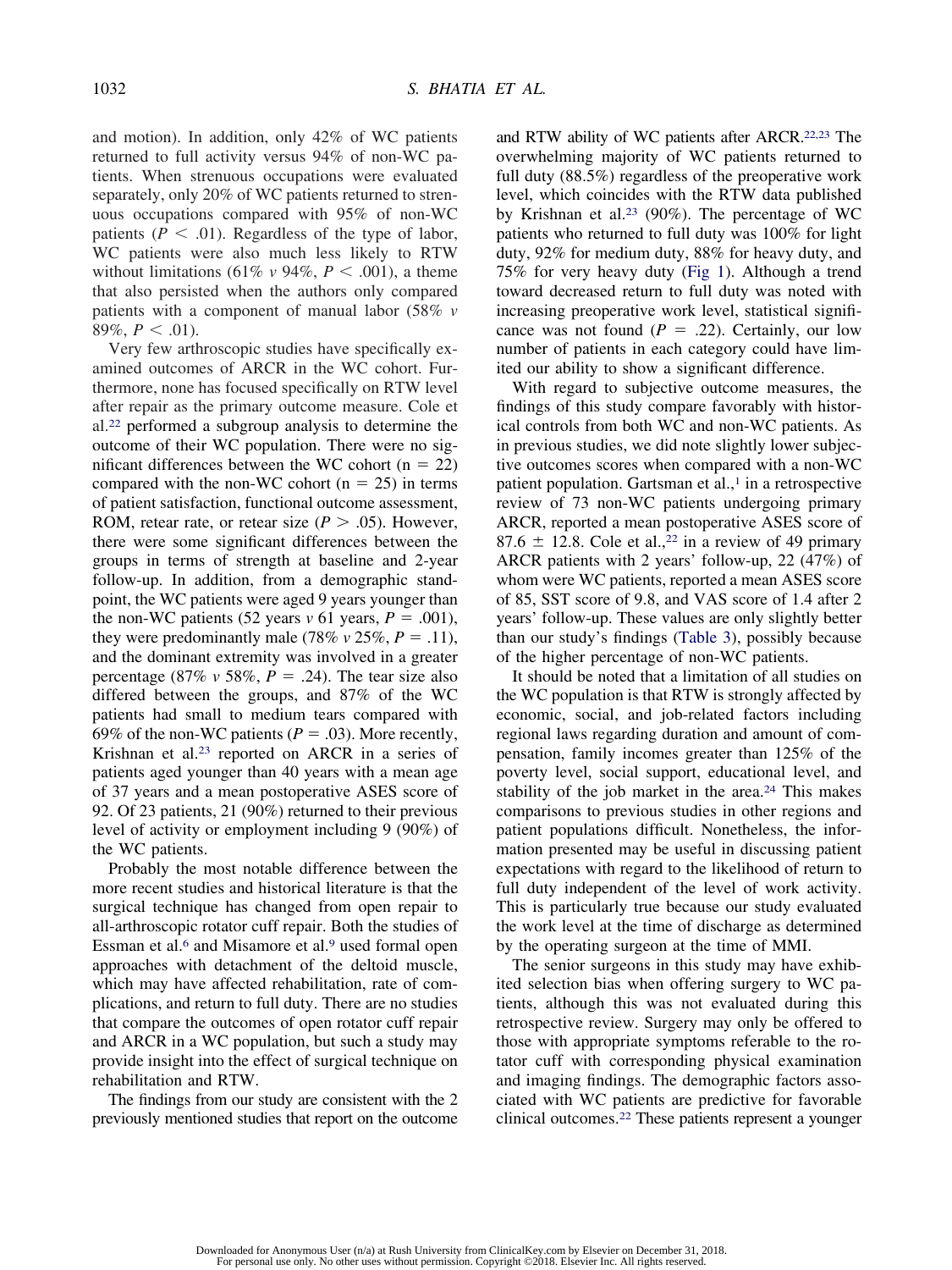and motion). In addition, only 42% of WC patients returned to full activity versus 94% of non-WC patients. When strenuous occupations were evaluated separately, only 20% of WC patients returned to strenuous occupations compared with 95% of non-WC patients ($P < .01$). Regardless of the type of labor, WC patients were also much less likely to RTW without limitations (61% *v* 94%, $P < .001$), a theme that also persisted when the authors only compared patients with a component of manual labor (58% *v* 89%, $P < .01$).

Very few arthroscopic studies have specifically examined outcomes of ARCR in the WC cohort. Furthermore, none has focused specifically on RTW level after repair as the primary outcome measure. Cole et al.[22] performed a subgroup analysis to determine the outcome of their WC population. There were no significant differences between the WC cohort (n = 22) compared with the non-WC cohort (n = 25) in terms of patient satisfaction, functional outcome assessment, ROM, retear rate, or retear size ($P > .05$). However, there were some significant differences between the groups in terms of strength at baseline and 2-year follow-up. In addition, from a demographic standpoint, the WC patients were aged 9 years younger than the non-WC patients (52 years *v* 61 years, $P = .001$), they were predominantly male (78% *v* 25%, $P = .11$), and the dominant extremity was involved in a greater percentage (87% *v* 58%, $P = .24$). The tear size also differed between the groups, and 87% of the WC patients had small to medium tears compared with 69% of the non-WC patients ($P = .03$). More recently, Krishnan et al.[23] reported on ARCR in a series of patients aged younger than 40 years with a mean age of 37 years and a mean postoperative ASES score of 92. Of 23 patients, 21 (90%) returned to their previous level of activity or employment including 9 (90%) of the WC patients.

Probably the most notable difference between the more recent studies and historical literature is that the surgical technique has changed from open repair to all-arthroscopic rotator cuff repair. Both the studies of Essman et al.[6] and Misamore et al.[9] used formal open approaches with detachment of the deltoid muscle, which may have affected rehabilitation, rate of complications, and return to full duty. There are no studies that compare the outcomes of open rotator cuff repair and ARCR in a WC population, but such a study may provide insight into the effect of surgical technique on rehabilitation and RTW.

The findings from our study are consistent with the 2 previously mentioned studies that report on the outcome and RTW ability of WC patients after ARCR.[22,23] The overwhelming majority of WC patients returned to full duty (88.5%) regardless of the preoperative work level, which coincides with the RTW data published by Krishnan et al.[23] (90%). The percentage of WC patients who returned to full duty was 100% for light duty, 92% for medium duty, 88% for heavy duty, and 75% for very heavy duty (Fig 1). Although a trend toward decreased return to full duty was noted with increasing preoperative work level, statistical significance was not found ($P = .22$). Certainly, our low number of patients in each category could have limited our ability to show a significant difference.

With regard to subjective outcome measures, the findings of this study compare favorably with historical controls from both WC and non-WC patients. As in previous studies, we did note slightly lower subjective outcomes scores when compared with a non-WC patient population. Gartsman et al.,[1] in a retrospective review of 73 non-WC patients undergoing primary ARCR, reported a mean postoperative ASES score of 87.6 ± 12.8. Cole et al.,[22] in a review of 49 primary ARCR patients with 2 years' follow-up, 22 (47%) of whom were WC patients, reported a mean ASES score of 85, SST score of 9.8, and VAS score of 1.4 after 2 years' follow-up. These values are only slightly better than our study's findings (Table 3), possibly because of the higher percentage of non-WC patients.

It should be noted that a limitation of all studies on the WC population is that RTW is strongly affected by economic, social, and job-related factors including regional laws regarding duration and amount of compensation, family incomes greater than 125% of the poverty level, social support, educational level, and stability of the job market in the area.[24] This makes comparisons to previous studies in other regions and patient populations difficult. Nonetheless, the information presented may be useful in discussing patient expectations with regard to the likelihood of return to full duty independent of the level of work activity. This is particularly true because our study evaluated the work level at the time of discharge as determined by the operating surgeon at the time of MMI.

The senior surgeons in this study may have exhibited selection bias when offering surgery to WC patients, although this was not evaluated during this retrospective review. Surgery may only be offered to those with appropriate symptoms referable to the rotator cuff with corresponding physical examination and imaging findings. The demographic factors associated with WC patients are predictive for favorable clinical outcomes.[22] These patients represent a younger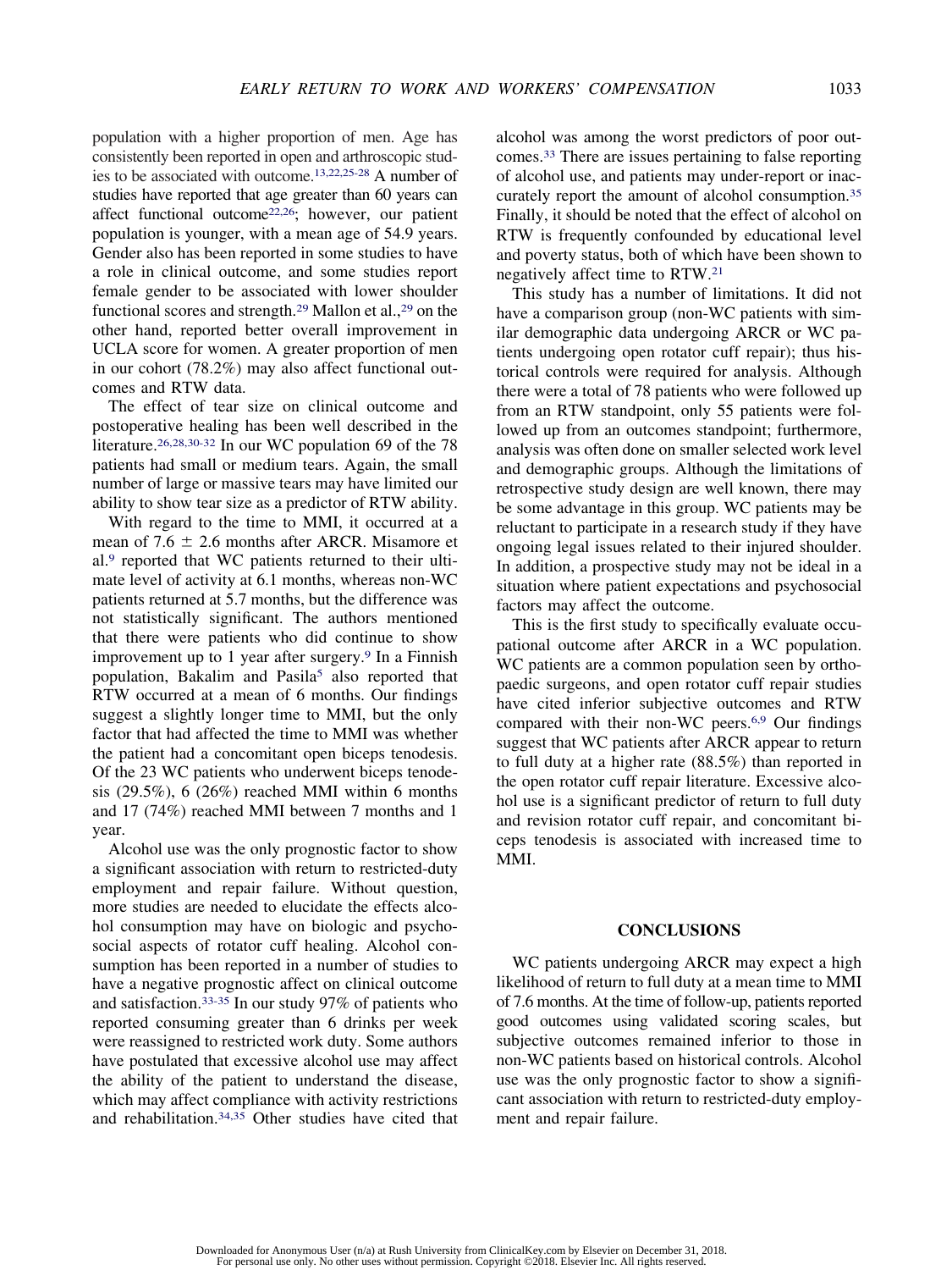population with a higher proportion of men. Age has consistently been reported in open and arthroscopic studies to be associated with outcome.[13,22,25-28] A number of studies have reported that age greater than 60 years can affect functional outcome[22,26]; however, our patient population is younger, with a mean age of 54.9 years. Gender also has been reported in some studies to have a role in clinical outcome, and some studies report female gender to be associated with lower shoulder functional scores and strength.[29] Mallon et al.,[29] on the other hand, reported better overall improvement in UCLA score for women. A greater proportion of men in our cohort (78.2%) may also affect functional outcomes and RTW data.

The effect of tear size on clinical outcome and postoperative healing has been well described in the literature.[26,28,30-32] In our WC population 69 of the 78 patients had small or medium tears. Again, the small number of large or massive tears may have limited our ability to show tear size as a predictor of RTW ability.

With regard to the time to MMI, it occurred at a mean of $7.6 \pm 2.6$ months after ARCR. Misamore et al.[9] reported that WC patients returned to their ultimate level of activity at 6.1 months, whereas non-WC patients returned at 5.7 months, but the difference was not statistically significant. The authors mentioned that there were patients who did continue to show improvement up to 1 year after surgery.[9] In a Finnish population, Bakalim and Pasila[5] also reported that RTW occurred at a mean of 6 months. Our findings suggest a slightly longer time to MMI, but the only factor that had affected the time to MMI was whether the patient had a concomitant open biceps tenodesis. Of the 23 WC patients who underwent biceps tenodesis (29.5%), 6 (26%) reached MMI within 6 months and 17 (74%) reached MMI between 7 months and 1 year.

Alcohol use was the only prognostic factor to show a significant association with return to restricted-duty employment and repair failure. Without question, more studies are needed to elucidate the effects alcohol consumption may have on biologic and psychosocial aspects of rotator cuff healing. Alcohol consumption has been reported in a number of studies to have a negative prognostic affect on clinical outcome and satisfaction.[33-35] In our study 97% of patients who reported consuming greater than 6 drinks per week were reassigned to restricted work duty. Some authors have postulated that excessive alcohol use may affect the ability of the patient to understand the disease, which may affect compliance with activity restrictions and rehabilitation.[34,35] Other studies have cited that alcohol was among the worst predictors of poor outcomes.[33] There are issues pertaining to false reporting of alcohol use, and patients may under-report or inaccurately report the amount of alcohol consumption.[35] Finally, it should be noted that the effect of alcohol on RTW is frequently confounded by educational level and poverty status, both of which have been shown to negatively affect time to RTW.[21]

This study has a number of limitations. It did not have a comparison group (non-WC patients with similar demographic data undergoing ARCR or WC patients undergoing open rotator cuff repair); thus historical controls were required for analysis. Although there were a total of 78 patients who were followed up from an RTW standpoint, only 55 patients were followed up from an outcomes standpoint; furthermore, analysis was often done on smaller selected work level and demographic groups. Although the limitations of retrospective study design are well known, there may be some advantage in this group. WC patients may be reluctant to participate in a research study if they have ongoing legal issues related to their injured shoulder. In addition, a prospective study may not be ideal in a situation where patient expectations and psychosocial factors may affect the outcome.

This is the first study to specifically evaluate occupational outcome after ARCR in a WC population. WC patients are a common population seen by orthopaedic surgeons, and open rotator cuff repair studies have cited inferior subjective outcomes and RTW compared with their non-WC peers.[6,9] Our findings suggest that WC patients after ARCR appear to return to full duty at a higher rate (88.5%) than reported in the open rotator cuff repair literature. Excessive alcohol use is a significant predictor of return to full duty and revision rotator cuff repair, and concomitant biceps tenodesis is associated with increased time to MMI.

## CONCLUSIONS

WC patients undergoing ARCR may expect a high likelihood of return to full duty at a mean time to MMI of 7.6 months. At the time of follow-up, patients reported good outcomes using validated scoring scales, but subjective outcomes remained inferior to those in non-WC patients based on historical controls. Alcohol use was the only prognostic factor to show a significant association with return to restricted-duty employment and repair failure.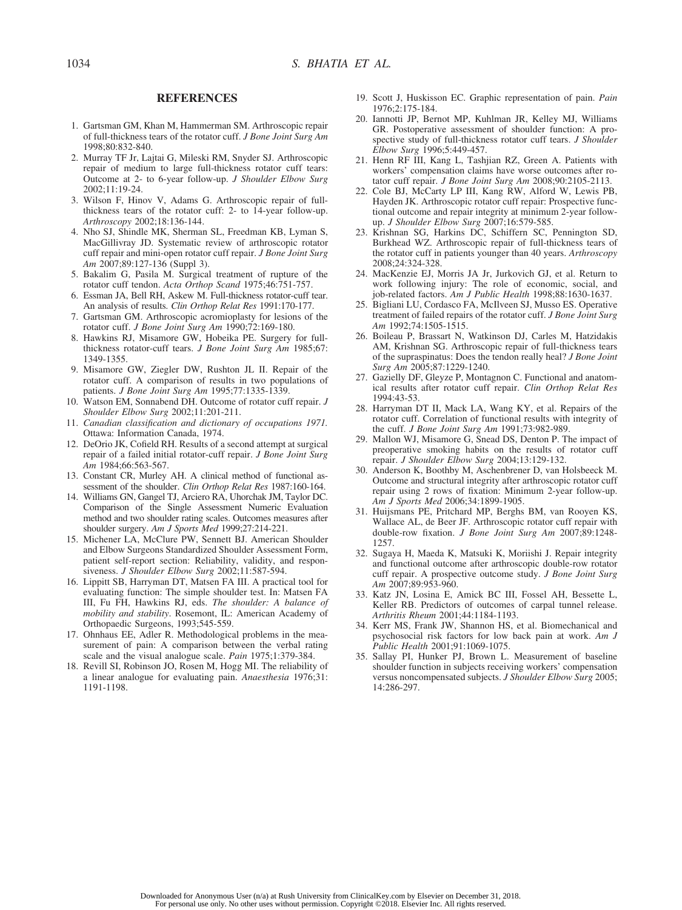## REFERENCES

1. Gartsman GM, Khan M, Hammerman SM. Arthroscopic repair of full-thickness tears of the rotator cuff. *J Bone Joint Surg Am* 1998;80:832-840.
2. Murray TF Jr, Lajtai G, Mileski RM, Snyder SJ. Arthroscopic repair of medium to large full-thickness rotator cuff tears: Outcome at 2- to 6-year follow-up. *J Shoulder Elbow Surg* 2002;11:19-24.
3. Wilson F, Hinov V, Adams G. Arthroscopic repair of full-thickness tears of the rotator cuff: 2- to 14-year follow-up. *Arthroscopy* 2002;18:136-144.
4. Nho SJ, Shindle MK, Sherman SL, Freedman KB, Lyman S, MacGillivray JD. Systematic review of arthroscopic rotator cuff repair and mini-open rotator cuff repair. *J Bone Joint Surg Am* 2007;89:127-136 (Suppl 3).
5. Bakalim G, Pasila M. Surgical treatment of rupture of the rotator cuff tendon. *Acta Orthop Scand* 1975;46:751-757.
6. Essman JA, Bell RH, Askew M. Full-thickness rotator-cuff tear. An analysis of results. *Clin Orthop Relat Res* 1991:170-177.
7. Gartsman GM. Arthroscopic acromioplasty for lesions of the rotator cuff. *J Bone Joint Surg Am* 1990;72:169-180.
8. Hawkins RJ, Misamore GW, Hobeika PE. Surgery for full-thickness rotator-cuff tears. *J Bone Joint Surg Am* 1985;67: 1349-1355.
9. Misamore GW, Ziegler DW, Rushton JL II. Repair of the rotator cuff. A comparison of results in two populations of patients. *J Bone Joint Surg Am* 1995;77:1335-1339.
10. Watson EM, Sonnabend DH. Outcome of rotator cuff repair. *J Shoulder Elbow Surg* 2002;11:201-211.
11. *Canadian classification and dictionary of occupations 1971.* Ottawa: Information Canada, 1974.
12. DeOrio JK, Cofield RH. Results of a second attempt at surgical repair of a failed initial rotator-cuff repair. *J Bone Joint Surg Am* 1984;66:563-567.
13. Constant CR, Murley AH. A clinical method of functional assessment of the shoulder. *Clin Orthop Relat Res* 1987:160-164.
14. Williams GN, Gangel TJ, Arciero RA, Uhorchak JM, Taylor DC. Comparison of the Single Assessment Numeric Evaluation method and two shoulder rating scales. Outcomes measures after shoulder surgery. *Am J Sports Med* 1999;27:214-221.
15. Michener LA, McClure PW, Sennett BJ. American Shoulder and Elbow Surgeons Standardized Shoulder Assessment Form, patient self-report section: Reliability, validity, and responsiveness. *J Shoulder Elbow Surg* 2002;11:587-594.
16. Lippitt SB, Harryman DT, Matsen FA III. A practical tool for evaluating function: The simple shoulder test. In: Matsen FA III, Fu FH, Hawkins RJ, eds. *The shoulder: A balance of mobility and stability*. Rosemont, IL: American Academy of Orthopaedic Surgeons, 1993;545-559.
17. Ohnhaus EE, Adler R. Methodological problems in the measurement of pain: A comparison between the verbal rating scale and the visual analogue scale. *Pain* 1975;1:379-384.
18. Revill SI, Robinson JO, Rosen M, Hogg MI. The reliability of a linear analogue for evaluating pain. *Anaesthesia* 1976;31: 1191-1198.
19. Scott J, Huskisson EC. Graphic representation of pain. *Pain* 1976;2:175-184.
20. Iannotti JP, Bernot MP, Kuhlman JR, Kelley MJ, Williams GR. Postoperative assessment of shoulder function: A prospective study of full-thickness rotator cuff tears. *J Shoulder Elbow Surg* 1996;5:449-457.
21. Henn RF III, Kang L, Tashjian RZ, Green A. Patients with workers' compensation claims have worse outcomes after rotator cuff repair. *J Bone Joint Surg Am* 2008;90:2105-2113.
22. Cole BJ, McCarty LP III, Kang RW, Alford W, Lewis PB, Hayden JK. Arthroscopic rotator cuff repair: Prospective functional outcome and repair integrity at minimum 2-year follow-up. *J Shoulder Elbow Surg* 2007;16:579-585.
23. Krishnan SG, Harkins DC, Schiffern SC, Pennington SD, Burkhead WZ. Arthroscopic repair of full-thickness tears of the rotator cuff in patients younger than 40 years. *Arthroscopy* 2008;24:324-328.
24. MacKenzie EJ, Morris JA Jr, Jurkovich GJ, et al. Return to work following injury: The role of economic, social, and job-related factors. *Am J Public Health* 1998;88:1630-1637.
25. Bigliani LU, Cordasco FA, McIlveen SJ, Musso ES. Operative treatment of failed repairs of the rotator cuff. *J Bone Joint Surg Am* 1992;74:1505-1515.
26. Boileau P, Brassart N, Watkinson DJ, Carles M, Hatzidakis AM, Krishnan SG. Arthroscopic repair of full-thickness tears of the supraspinatus: Does the tendon really heal? *J Bone Joint Surg Am* 2005;87:1229-1240.
27. Gazielly DF, Gleyze P, Montagnon C. Functional and anatomical results after rotator cuff repair. *Clin Orthop Relat Res* 1994:43-53.
28. Harryman DT II, Mack LA, Wang KY, et al. Repairs of the rotator cuff. Correlation of functional results with integrity of the cuff. *J Bone Joint Surg Am* 1991;73:982-989.
29. Mallon WJ, Misamore G, Snead DS, Denton P. The impact of preoperative smoking habits on the results of rotator cuff repair. *J Shoulder Elbow Surg* 2004;13:129-132.
30. Anderson K, Boothby M, Aschenbrener D, van Holsbeeck M. Outcome and structural integrity after arthroscopic rotator cuff repair using 2 rows of fixation: Minimum 2-year follow-up. *Am J Sports Med* 2006;34:1899-1905.
31. Huijsmans PE, Pritchard MP, Berghs BM, van Rooyen KS, Wallace AL, de Beer JF. Arthroscopic rotator cuff repair with double-row fixation. *J Bone Joint Surg Am* 2007;89:1248-1257.
32. Sugaya H, Maeda K, Matsuki K, Moriishi J. Repair integrity and functional outcome after arthroscopic double-row rotator cuff repair. A prospective outcome study. *J Bone Joint Surg Am* 2007;89:953-960.
33. Katz JN, Losina E, Amick BC III, Fossel AH, Bessette L, Keller RB. Predictors of outcomes of carpal tunnel release. *Arthritis Rheum* 2001;44:1184-1193.
34. Kerr MS, Frank JW, Shannon HS, et al. Biomechanical and psychosocial risk factors for low back pain at work. *Am J Public Health* 2001;91:1069-1075.
35. Sallay PI, Hunker PJ, Brown L. Measurement of baseline shoulder function in subjects receiving workers' compensation versus noncompensated subjects. *J Shoulder Elbow Surg* 2005; 14:286-297.